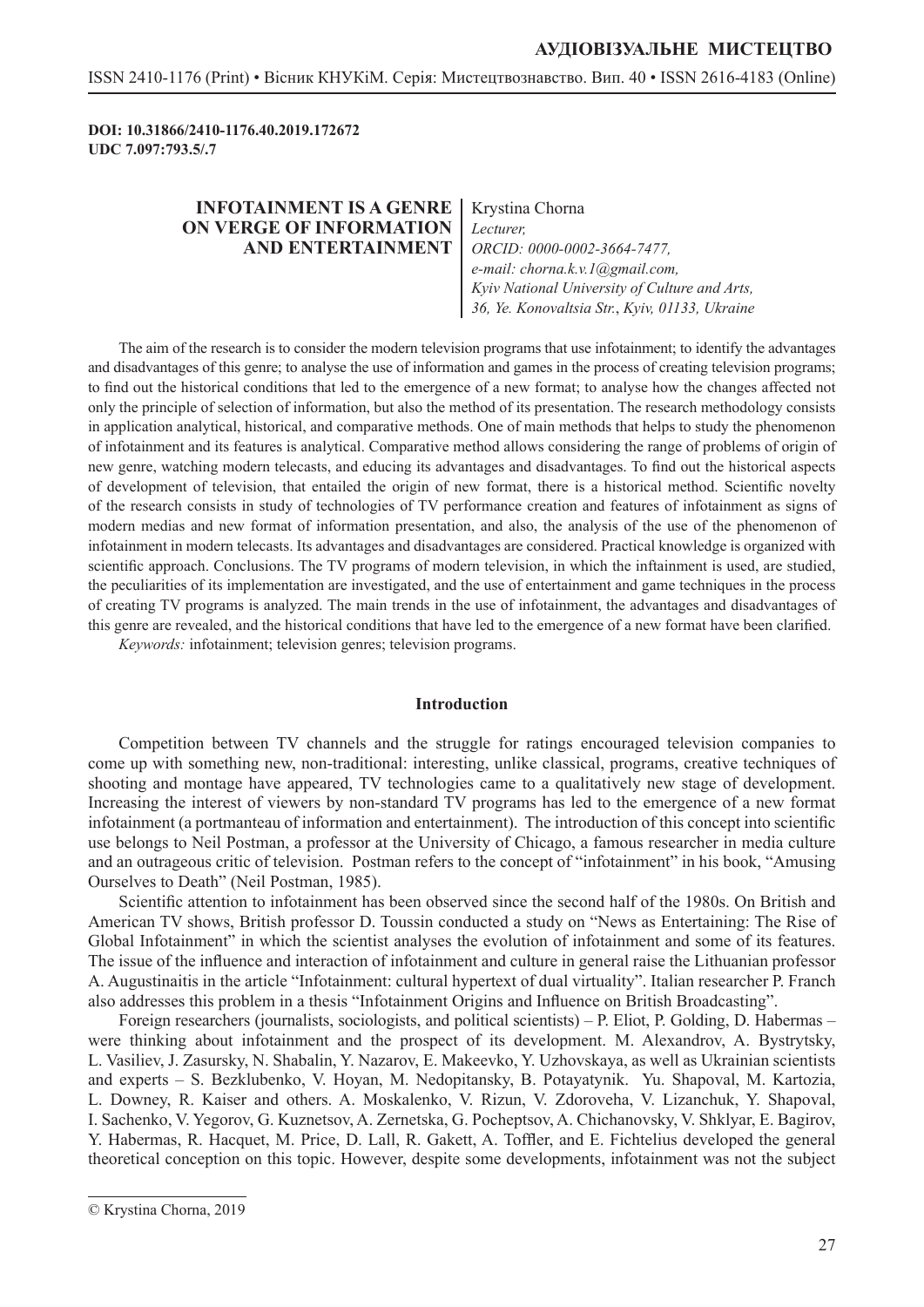**DOI: 10.31866/2410-1176.40.2019.172672**
**UDC 7.097:793.5/.7**

# INFOTAINMENT IS A GENRE ON VERGE OF INFORMATION AND ENTERTAINMENT

Krystina Chorna
*Lecturer,*
*ORCID: 0000-0002-3664-7477,*
*e-mail: chorna.k.v.1@gmail.com,*
*Kyiv National University of Culture and Arts,*
*36, Ye. Konovaltsia Str., Kyiv, 01133, Ukraine*

The aim of the research is to consider the modern television programs that use infotainment; to identify the advantages and disadvantages of this genre; to analyse the use of information and games in the process of creating television programs; to find out the historical conditions that led to the emergence of a new format; to analyse how the changes affected not only the principle of selection of information, but also the method of its presentation. The research methodology consists in application analytical, historical, and comparative methods. One of main methods that helps to study the phenomenon of infotainment and its features is analytical. Comparative method allows considering the range of problems of origin of new genre, watching modern telecasts, and educing its advantages and disadvantages. To find out the historical aspects of development of television, that entailed the origin of new format, there is a historical method. Scientific novelty of the research consists in study of technologies of TV performance creation and features of infotainment as signs of modern medias and new format of information presentation, and also, the analysis of the use of the phenomenon of infotainment in modern telecasts. Its advantages and disadvantages are considered. Practical knowledge is organized with scientific approach. Conclusions. The TV programs of modern television, in which the inftainment is used, are studied, the peculiarities of its implementation are investigated, and the use of entertainment and game techniques in the process of creating TV programs is analyzed. The main trends in the use of infotainment, the advantages and disadvantages of this genre are revealed, and the historical conditions that have led to the emergence of a new format have been clarified.

*Keywords:* infotainment; television genres; television programs.

## Introduction

Competition between TV channels and the struggle for ratings encouraged television companies to come up with something new, non-traditional: interesting, unlike classical, programs, creative techniques of shooting and montage have appeared, TV technologies came to a qualitatively new stage of development. Increasing the interest of viewers by non-standard TV programs has led to the emergence of a new format infotainment (a portmanteau of information and entertainment). The introduction of this concept into scientific use belongs to Neil Postman, a professor at the University of Chicago, a famous researcher in media culture and an outrageous critic of television. Postman refers to the concept of "infotainment" in his book, "Amusing Ourselves to Death" (Neil Postman, 1985).

Scientific attention to infotainment has been observed since the second half of the 1980s. On British and American TV shows, British professor D. Toussin conducted a study on "News as Entertaining: The Rise of Global Infotainment" in which the scientist analyses the evolution of infotainment and some of its features. The issue of the influence and interaction of infotainment and culture in general raise the Lithuanian professor A. Augustinaitis in the article "Infotainment: cultural hypertext of dual virtuality". Italian researcher P. Franch also addresses this problem in a thesis "Infotainment Origins and Influence on British Broadcasting".

Foreign researchers (journalists, sociologists, and political scientists) – P. Eliot, P. Golding, D. Habermas – were thinking about infotainment and the prospect of its development. M. Alexandrov, A. Bystrytsky, L. Vasiliev, J. Zasursky, N. Shabalin, Y. Nazarov, E. Makeevko, Y. Uzhovskaya, as well as Ukrainian scientists and experts – S. Bezklubenko, V. Hoyan, M. Nedopitansky, B. Potayatynik. Yu. Shapoval, M. Kartozia, L. Downey, R. Kaiser and others. A. Moskalenko, V. Rizun, V. Zdoroveha, V. Lizanchuk, Y. Shapoval, I. Sachenko, V. Yegorov, G. Kuznetsov, A. Zernetska, G. Pocheptsov, A. Chichanovsky, V. Shklyar, E. Bagirov, Y. Habermas, R. Hacquet, M. Price, D. Lall, R. Gakett, A. Toffler, and E. Fichtelius developed the general theoretical conception on this topic. However, despite some developments, infotainment was not the subject

© Krystina Chorna, 2019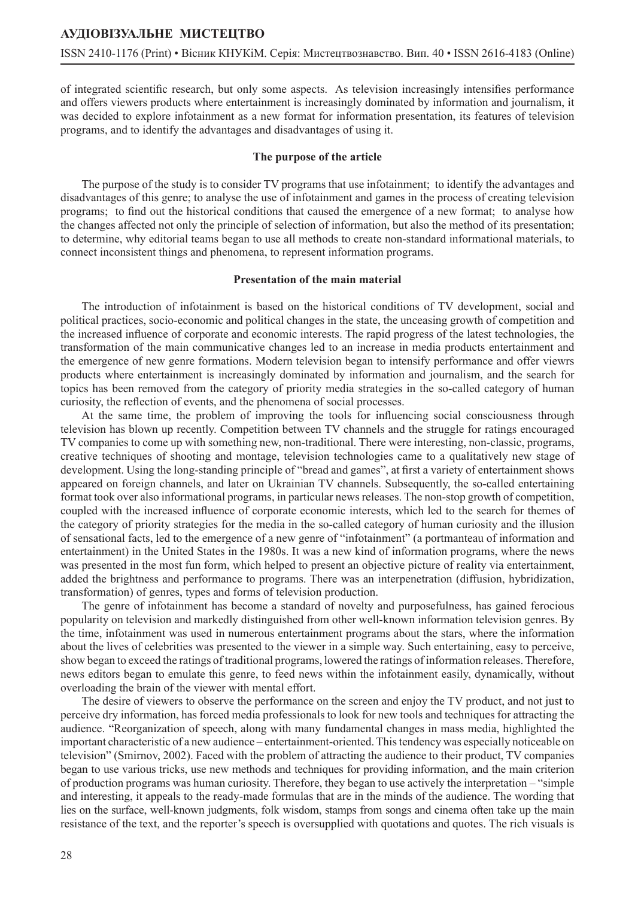of integrated scientific research, but only some aspects. As television increasingly intensifies performance and offers viewers products where entertainment is increasingly dominated by information and journalism, it was decided to explore infotainment as a new format for information presentation, its features of television programs, and to identify the advantages and disadvantages of using it.

### The purpose of the article

The purpose of the study is to consider TV programs that use infotainment; to identify the advantages and disadvantages of this genre; to analyse the use of infotainment and games in the process of creating television programs; to find out the historical conditions that caused the emergence of a new format; to analyse how the changes affected not only the principle of selection of information, but also the method of its presentation; to determine, why editorial teams began to use all methods to create non-standard informational materials, to connect inconsistent things and phenomena, to represent information programs.

### Presentation of the main material

The introduction of infotainment is based on the historical conditions of TV development, social and political practices, socio-economic and political changes in the state, the unceasing growth of competition and the increased influence of corporate and economic interests. The rapid progress of the latest technologies, the transformation of the main communicative changes led to an increase in media products entertainment and the emergence of new genre formations. Modern television began to intensify performance and offer viewrs products where entertainment is increasingly dominated by information and journalism, and the search for topics has been removed from the category of priority media strategies in the so-called category of human curiosity, the reflection of events, and the phenomena of social processes.

At the same time, the problem of improving the tools for influencing social consciousness through television has blown up recently. Competition between TV channels and the struggle for ratings encouraged TV companies to come up with something new, non-traditional. There were interesting, non-classic, programs, creative techniques of shooting and montage, television technologies came to a qualitatively new stage of development. Using the long-standing principle of "bread and games", at first a variety of entertainment shows appeared on foreign channels, and later on Ukrainian TV channels. Subsequently, the so-called entertaining format took over also informational programs, in particular news releases. The non-stop growth of competition, coupled with the increased influence of corporate economic interests, which led to the search for themes of the category of priority strategies for the media in the so-called category of human curiosity and the illusion of sensational facts, led to the emergence of a new genre of "infotainment" (a portmanteau of information and entertainment) in the United States in the 1980s. It was a new kind of information programs, where the news was presented in the most fun form, which helped to present an objective picture of reality via entertainment, added the brightness and performance to programs. There was an interpenetration (diffusion, hybridization, transformation) of genres, types and forms of television production.

The genre of infotainment has become a standard of novelty and purposefulness, has gained ferocious popularity on television and markedly distinguished from other well-known information television genres. By the time, infotainment was used in numerous entertainment programs about the stars, where the information about the lives of celebrities was presented to the viewer in a simple way. Such entertaining, easy to perceive, show began to exceed the ratings of traditional programs, lowered the ratings of information releases. Therefore, news editors began to emulate this genre, to feed news within the infotainment easily, dynamically, without overloading the brain of the viewer with mental effort.

The desire of viewers to observe the performance on the screen and enjoy the TV product, and not just to perceive dry information, has forced media professionals to look for new tools and techniques for attracting the audience. "Reorganization of speech, along with many fundamental changes in mass media, highlighted the important characteristic of a new audience – entertainment-oriented. This tendency was especially noticeable on television" (Smirnov, 2002). Faced with the problem of attracting the audience to their product, TV companies began to use various tricks, use new methods and techniques for providing information, and the main criterion of production programs was human curiosity. Therefore, they began to use actively the interpretation – "simple and interesting, it appeals to the ready-made formulas that are in the minds of the audience. The wording that lies on the surface, well-known judgments, folk wisdom, stamps from songs and cinema often take up the main resistance of the text, and the reporter's speech is oversupplied with quotations and quotes. The rich visuals is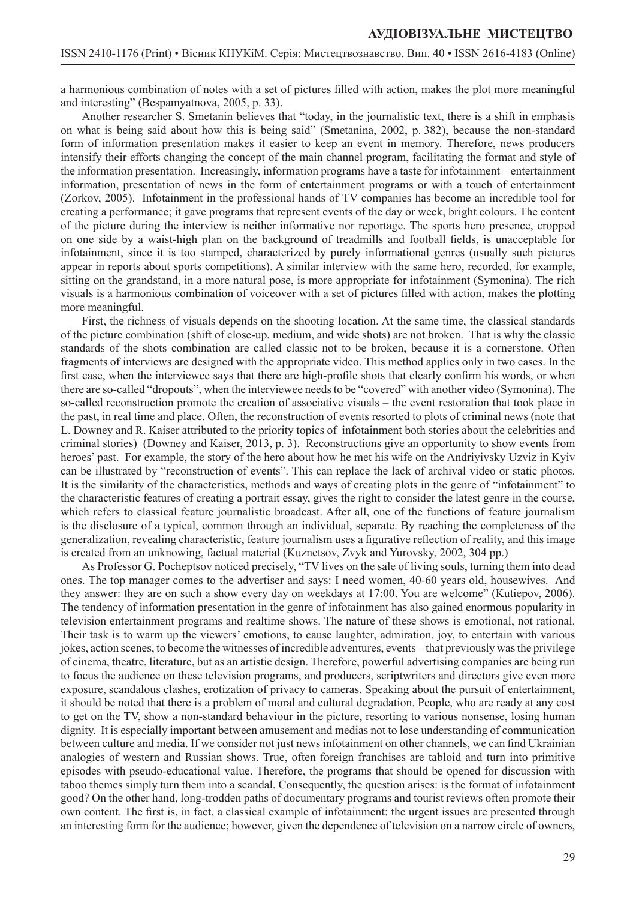a harmonious combination of notes with a set of pictures filled with action, makes the plot more meaningful and interesting" (Bespamyatnova, 2005, p. 33).

Another researcher S. Smetanin believes that "today, in the journalistic text, there is a shift in emphasis on what is being said about how this is being said" (Smetanina, 2002, p. 382), because the non-standard form of information presentation makes it easier to keep an event in memory. Therefore, news producers intensify their efforts changing the concept of the main channel program, facilitating the format and style of the information presentation. Increasingly, information programs have a taste for infotainment – entertainment information, presentation of news in the form of entertainment programs or with a touch of entertainment (Zorkov, 2005). Infotainment in the professional hands of TV companies has become an incredible tool for creating a performance; it gave programs that represent events of the day or week, bright colours. The content of the picture during the interview is neither informative nor reportage. The sports hero presence, cropped on one side by a waist-high plan on the background of treadmills and football fields, is unacceptable for infotainment, since it is too stamped, characterized by purely informational genres (usually such pictures appear in reports about sports competitions). A similar interview with the same hero, recorded, for example, sitting on the grandstand, in a more natural pose, is more appropriate for infotainment (Symonina). The rich visuals is a harmonious combination of voiceover with a set of pictures filled with action, makes the plotting more meaningful.

First, the richness of visuals depends on the shooting location. At the same time, the classical standards of the picture combination (shift of close-up, medium, and wide shots) are not broken. That is why the classic standards of the shots combination are called classic not to be broken, because it is a cornerstone. Often fragments of interviews are designed with the appropriate video. This method applies only in two cases. In the first case, when the interviewee says that there are high-profile shots that clearly confirm his words, or when there are so-called "dropouts", when the interviewee needs to be "covered" with another video (Symonina). The so-called reconstruction promote the creation of associative visuals – the event restoration that took place in the past, in real time and place. Often, the reconstruction of events resorted to plots of criminal news (note that L. Downey and R. Kaiser attributed to the priority topics of infotainment both stories about the celebrities and criminal stories) (Downey and Kaiser, 2013, p. 3). Reconstructions give an opportunity to show events from heroes' past. For example, the story of the hero about how he met his wife on the Andriyivsky Uzviz in Kyiv can be illustrated by "reconstruction of events". This can replace the lack of archival video or static photos. It is the similarity of the characteristics, methods and ways of creating plots in the genre of "infotainment" to the characteristic features of creating a portrait essay, gives the right to consider the latest genre in the course, which refers to classical feature journalistic broadcast. After all, one of the functions of feature journalism is the disclosure of a typical, common through an individual, separate. By reaching the completeness of the generalization, revealing characteristic, feature journalism uses a figurative reflection of reality, and this image is created from an unknowing, factual material (Kuznetsov, Zvyk and Yurovsky, 2002, 304 pp.)

As Professor G. Pocheptsov noticed precisely, "TV lives on the sale of living souls, turning them into dead ones. The top manager comes to the advertiser and says: I need women, 40-60 years old, housewives. And they answer: they are on such a show every day on weekdays at 17:00. You are welcome" (Kutiepov, 2006). The tendency of information presentation in the genre of infotainment has also gained enormous popularity in television entertainment programs and realtime shows. The nature of these shows is emotional, not rational. Their task is to warm up the viewers' emotions, to cause laughter, admiration, joy, to entertain with various jokes, action scenes, to become the witnesses of incredible adventures, events – that previously was the privilege of cinema, theatre, literature, but as an artistic design. Therefore, powerful advertising companies are being run to focus the audience on these television programs, and producers, scriptwriters and directors give even more exposure, scandalous clashes, erotization of privacy to cameras. Speaking about the pursuit of entertainment, it should be noted that there is a problem of moral and cultural degradation. People, who are ready at any cost to get on the TV, show a non-standard behaviour in the picture, resorting to various nonsense, losing human dignity. It is especially important between amusement and medias not to lose understanding of communication between culture and media. If we consider not just news infotainment on other channels, we can find Ukrainian analogies of western and Russian shows. True, often foreign franchises are tabloid and turn into primitive episodes with pseudo-educational value. Therefore, the programs that should be opened for discussion with taboo themes simply turn them into a scandal. Consequently, the question arises: is the format of infotainment good? On the other hand, long-trodden paths of documentary programs and tourist reviews often promote their own content. The first is, in fact, a classical example of infotainment: the urgent issues are presented through an interesting form for the audience; however, given the dependence of television on a narrow circle of owners,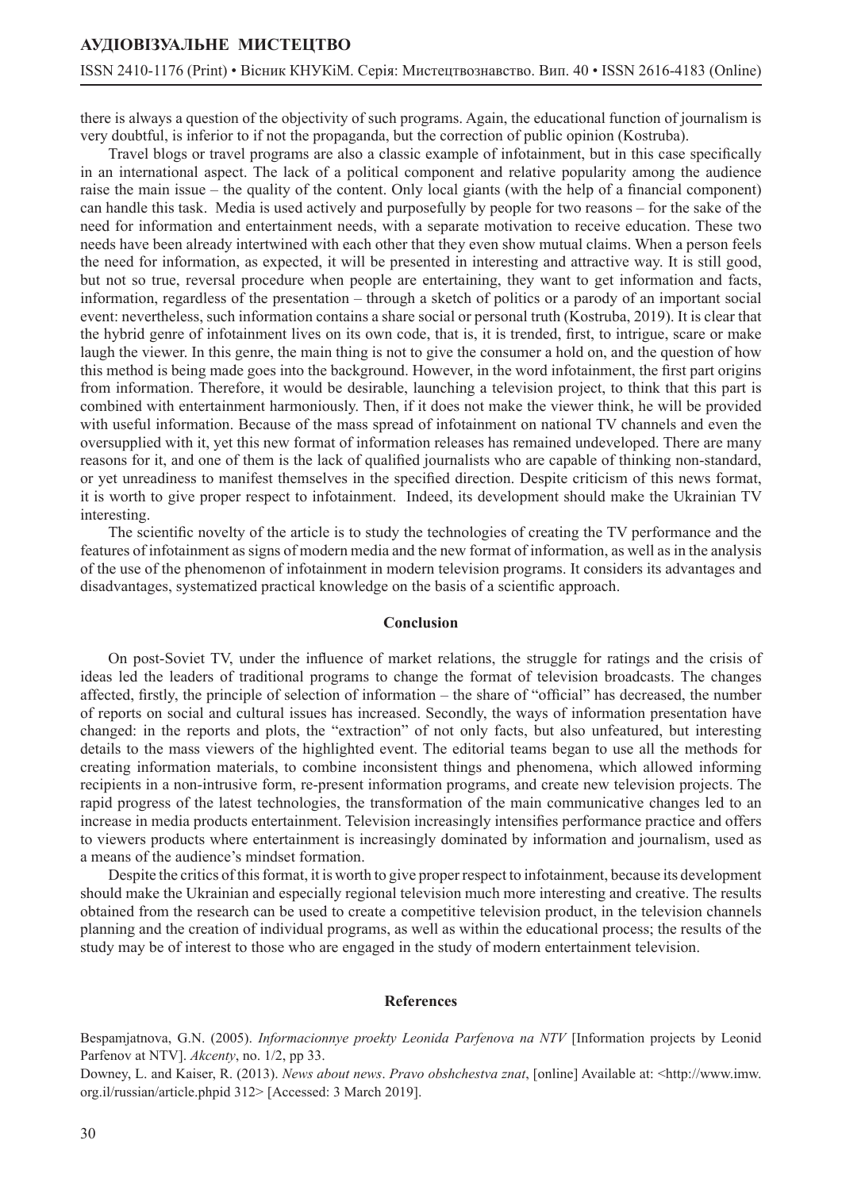there is always a question of the objectivity of such programs. Again, the educational function of journalism is very doubtful, is inferior to if not the propaganda, but the correction of public opinion (Kostruba).

Travel blogs or travel programs are also a classic example of infotainment, but in this case specifically in an international aspect. The lack of a political component and relative popularity among the audience raise the main issue – the quality of the content. Only local giants (with the help of a financial component) can handle this task. Media is used actively and purposefully by people for two reasons – for the sake of the need for information and entertainment needs, with a separate motivation to receive education. These two needs have been already intertwined with each other that they even show mutual claims. When a person feels the need for information, as expected, it will be presented in interesting and attractive way. It is still good, but not so true, reversal procedure when people are entertaining, they want to get information and facts, information, regardless of the presentation – through a sketch of politics or a parody of an important social event: nevertheless, such information contains a share social or personal truth (Kostruba, 2019). It is clear that the hybrid genre of infotainment lives on its own code, that is, it is trended, first, to intrigue, scare or make laugh the viewer. In this genre, the main thing is not to give the consumer a hold on, and the question of how this method is being made goes into the background. However, in the word infotainment, the first part origins from information. Therefore, it would be desirable, launching a television project, to think that this part is combined with entertainment harmoniously. Then, if it does not make the viewer think, he will be provided with useful information. Because of the mass spread of infotainment on national TV channels and even the oversupplied with it, yet this new format of information releases has remained undeveloped. There are many reasons for it, and one of them is the lack of qualified journalists who are capable of thinking non-standard, or yet unreadiness to manifest themselves in the specified direction. Despite criticism of this news format, it is worth to give proper respect to infotainment. Indeed, its development should make the Ukrainian TV interesting.

The scientific novelty of the article is to study the technologies of creating the TV performance and the features of infotainment as signs of modern media and the new format of information, as well as in the analysis of the use of the phenomenon of infotainment in modern television programs. It considers its advantages and disadvantages, systematized practical knowledge on the basis of a scientific approach.

## Conclusion

On post-Soviet TV, under the influence of market relations, the struggle for ratings and the crisis of ideas led the leaders of traditional programs to change the format of television broadcasts. The changes affected, firstly, the principle of selection of information – the share of "official" has decreased, the number of reports on social and cultural issues has increased. Secondly, the ways of information presentation have changed: in the reports and plots, the "extraction" of not only facts, but also unfeatured, but interesting details to the mass viewers of the highlighted event. The editorial teams began to use all the methods for creating information materials, to combine inconsistent things and phenomena, which allowed informing recipients in a non-intrusive form, re-present information programs, and create new television projects. The rapid progress of the latest technologies, the transformation of the main communicative changes led to an increase in media products entertainment. Television increasingly intensifies performance practice and offers to viewers products where entertainment is increasingly dominated by information and journalism, used as a means of the audience's mindset formation.

Despite the critics of this format, it is worth to give proper respect to infotainment, because its development should make the Ukrainian and especially regional television much more interesting and creative. The results obtained from the research can be used to create a competitive television product, in the television channels planning and the creation of individual programs, as well as within the educational process; the results of the study may be of interest to those who are engaged in the study of modern entertainment television.

## References

Bespamjatnova, G.N. (2005). *Informacionnye proekty Leonida Parfenova na NTV* [Information projects by Leonid Parfenov at NTV]. *Akcenty*, no. 1/2, pp 33.

Downey, L. and Kaiser, R. (2013). *News about news*. *Pravo obshchestva znat*, [online] Available at: <http://www.imw.org.il/russian/article.phpid 312> [Accessed: 3 March 2019].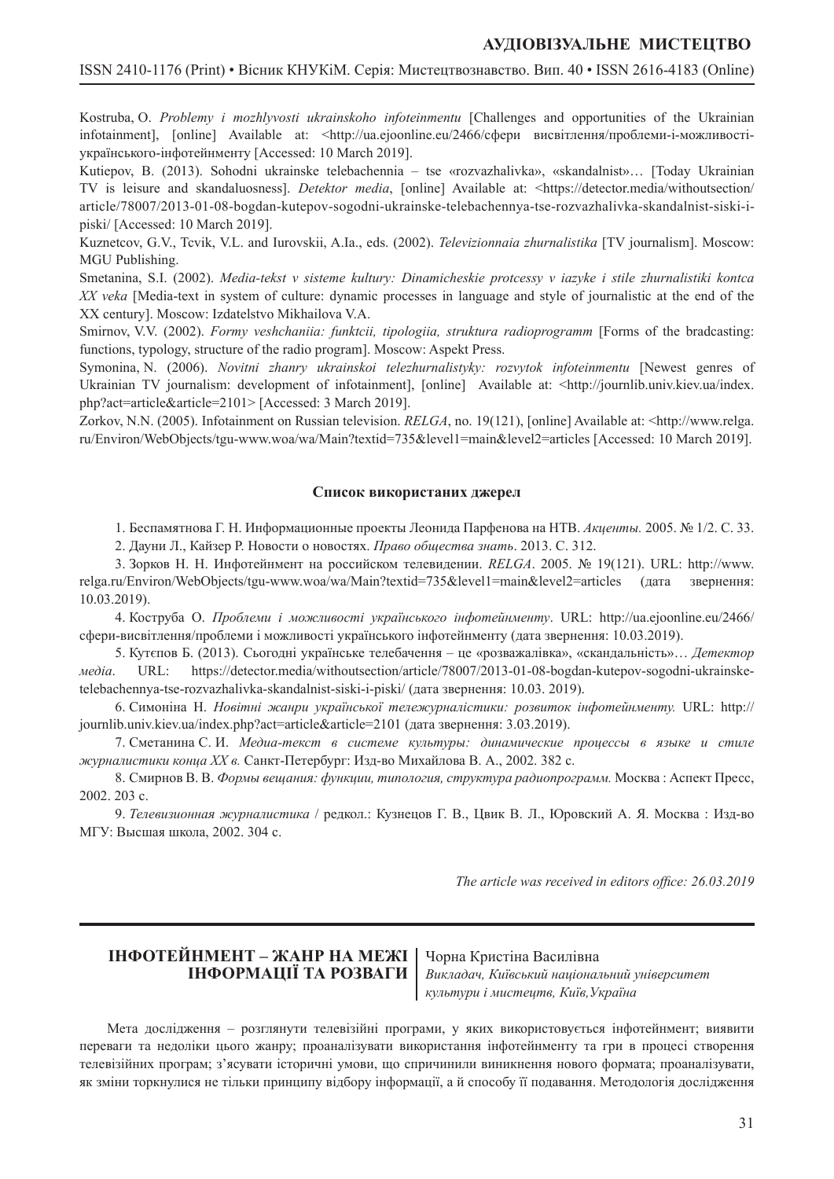Kostruba, O. *Problemy i mozhlyvosti ukrainskoho infoteinmentu* [Challenges and opportunities of the Ukrainian infotainment], [online] Available at: <http://ua.ejoonline.eu/2466/сфери висвітлення/проблеми-і-можливості-українського-інфотейнменту [Accessed: 10 March 2019].

Kutiepov, B. (2013). Sohodni ukrainske telebachennia – tse «rozvazhalivka», «skandalnist»… [Today Ukrainian TV is leisure and skandaluosness]. *Detektor media*, [online] Available at: <https://detector.media/withoutsection/article/78007/2013-01-08-bogdan-kutepov-sogodni-ukrainske-telebachennya-tse-rozvazhalivka-skandalnist-siski-i-piski/ [Accessed: 10 March 2019].

Kuznetcov, G.V., Tcvik, V.L. and Iurovskii, A.Ia., eds. (2002). *Televizionnaia zhurnalistika* [TV journalism]. Moscow: MGU Publishing.

Smetanina, S.I. (2002). *Media-tekst v sisteme kultury: Dinamicheskie protcessy v iazyke i stile zhurnalistiki kontca XX veka* [Media-text in system of culture: dynamic processes in language and style of journalistic at the end of the XX century]. Moscow: Izdatelstvo Mikhailova V.A.

Smirnov, V.V. (2002). *Formy veshchaniia: funktcii, tipologiia, struktura radioprogramm* [Forms of the bradcasting: functions, typology, structure of the radio program]. Moscow: Aspekt Press.

Symonina, N. (2006). *Novitni zhanry ukrainskoi telezhurnalistyky: rozvytok infoteinmentu* [Newest genres of Ukrainian TV journalism: development of infotainment], [online] Available at: <http://journlib.univ.kiev.ua/index.php?act=article&article=2101> [Accessed: 3 March 2019].

Zorkov, N.N. (2005). Infotainment on Russian television. *RELGA*, no. 19(121), [online] Available at: <http://www.relga.ru/Environ/WebObjects/tgu-www.woa/wa/Main?textid=735&level1=main&level2=articles [Accessed: 10 March 2019].

**Список використаних джерел**

1. Беспамятнова Г. Н. Информационные проекты Леонида Парфенова на НТВ. *Акценты.* 2005. № 1/2. С. 33.

2. Дауни Л., Кайзер Р. Новости о новостях. *Право общества знать*. 2013. С. 312.

3. Зорков Н. Н. Инфотейнмент на российском телевидении. *RELGA*. 2005. № 19(121). URL: http://www.relga.ru/Environ/WebObjects/tgu-www.woa/wa/Main?textid=735&level1=main&level2=articles (дата звернення: 10.03.2019).

4. Коструба О. *Проблеми і можливості українського інфотейнменту*. URL: http://ua.ejoonline.eu/2466/сфери-висвітлення/проблеми і можливості українського інфотейнменту (дата звернення: 10.03.2019).

5. Кутєпов Б. (2013). Сьогодні українське телебачення – це «розважалівка», «скандальність»… *Детектор медіа*. URL: https://detector.media/withoutsection/article/78007/2013-01-08-bogdan-kutepov-sogodni-ukrainske-telebachennya-tse-rozvazhalivka-skandalnist-siski-i-piski/ (дата звернення: 10.03. 2019).

6. Симоніна Н. *Новітні жанри української тележурналістики: розвиток інфотейнменту.* URL: http://journlib.univ.kiev.ua/index.php?act=article&article=2101 (дата звернення: 3.03.2019).

7. Сметанина С. И. *Медиа-текст в системе культуры: динамические процессы в языке и стиле журналистики конца XX в.* Санкт-Петербург: Изд-во Михайлова В. А., 2002. 382 с.

8. Смирнов В. В. *Формы вещания: функции, типология, структура радиопрограмм.* Москва : Аспект Пресс, 2002. 203 с.

9. *Телевизионная журналистика* / редкол.: Кузнецов Г. В., Цвик В. Л., Юровский А. Я. Москва : Изд-во МГУ: Высшая школа, 2002. 304 с.

*The article was received in editors office: 26.03.2019*

## ІНФОТЕЙНМЕНТ – ЖАНР НА МЕЖІ ІНФОРМАЦІЇ ТА РОЗВАГИ

Чорна Кристіна Василівна
*Викладач, Київський національний університет культури і мистецтв, Київ,Україна*

Мета дослідження – розглянути телевізійні програми, у яких використовується інфотейнмент; виявити переваги та недоліки цього жанру; проаналізувати використання інфотейнменту та гри в процесі створення телевізійних програм; з'ясувати історичні умови, що спричинили виникнення нового формата; проаналізувати, як зміни торкнулися не тільки принципу відбору інформації, а й способу її подавання. Методологія дослідження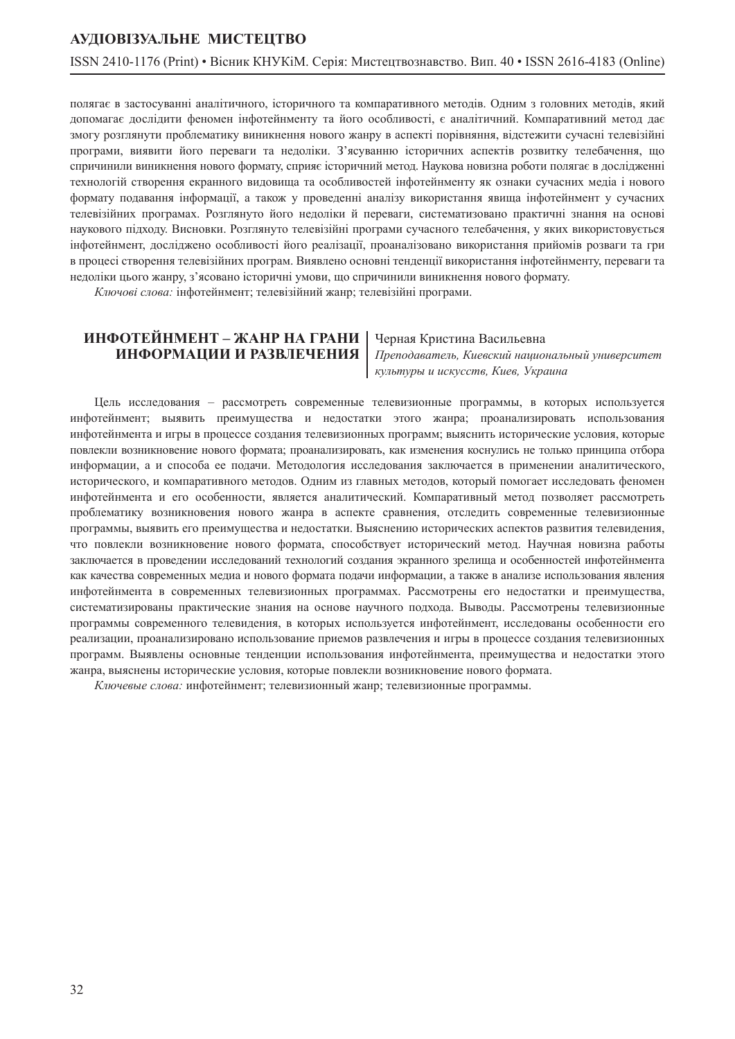полягає в застосуванні аналітичного, історичного та компаративного методів. Одним з головних методів, який допомагає дослідити феномен інфотейнменту та його особливості, є аналітичний. Компаративний метод дає змогу розглянути проблематику виникнення нового жанру в аспекті порівняння, відстежити сучасні телевізійні програми, виявити його переваги та недоліки. З'ясуванню історичних аспектів розвитку телебачення, що спричинили виникнення нового формату, сприяє історичний метод. Наукова новизна роботи полягає в дослідженні технологій створення екранного видовища та особливостей інфотейнменту як ознаки сучасних медіа і нового формату подавання інформації, а також у проведенні аналізу використання явища інфотейнмент у сучасних телевізійних програмах. Розглянуто його недоліки й переваги, систематизовано практичні знання на основі наукового підходу. Висновки. Розглянуто телевізійні програми сучасного телебачення, у яких використовується інфотейнмент, досліджено особливості його реалізації, проаналізовано використання прийомів розваги та гри в процесі створення телевізійних програм. Виявлено основні тенденції використання інфотейнменту, переваги та недоліки цього жанру, з'ясовано історичні умови, що спричинили виникнення нового формату.

*Ключові слова:* інфотейнмент; телевізійний жанр; телевізійні програми.

## ИНФОТЕЙНМЕНТ – ЖАНР НА ГРАНИ ИНФОРМАЦИИ И РАЗВЛЕЧЕНИЯ

Черная Кристина Васильевна
*Преподаватель, Киевский национальный университет культуры и искусств, Киев, Украина*

Цель исследования – рассмотреть современные телевизионные программы, в которых используется инфотейнмент; выявить преимущества и недостатки этого жанра; проанализировать использования инфотейнмента и игры в процессе создания телевизионных программ; выяснить исторические условия, которые повлекли возникновение нового формата; проанализировать, как изменения коснулись не только принципа отбора информации, а и способа ее подачи. Методология исследования заключается в применении аналитического, исторического, и компаративного методов. Одним из главных методов, который помогает исследовать феномен инфотейнмента и его особенности, является аналитический. Компаративный метод позволяет рассмотреть проблематику возникновения нового жанра в аспекте сравнения, отследить современные телевизионные программы, выявить его преимущества и недостатки. Выяснению исторических аспектов развития телевидения, что повлекли возникновение нового формата, способствует исторический метод. Научная новизна работы заключается в проведении исследований технологий создания экранного зрелища и особенностей инфотейнмента как качества современных медиа и нового формата подачи информации, а также в анализе использования явления инфотейнмента в современных телевизионных программах. Рассмотрены его недостатки и преимущества, систематизированы практические знания на основе научного подхода. Выводы. Рассмотрены телевизионные программы современного телевидения, в которых используется инфотейнмент, исследованы особенности его реализации, проанализировано использование приемов развлечения и игры в процессе создания телевизионных программ. Выявлены основные тенденции использования инфотейнмента, преимущества и недостатки этого жанра, выяснены исторические условия, которые повлекли возникновение нового формата.

*Ключевые слова:* инфотейнмент; телевизионный жанр; телевизионные программы.